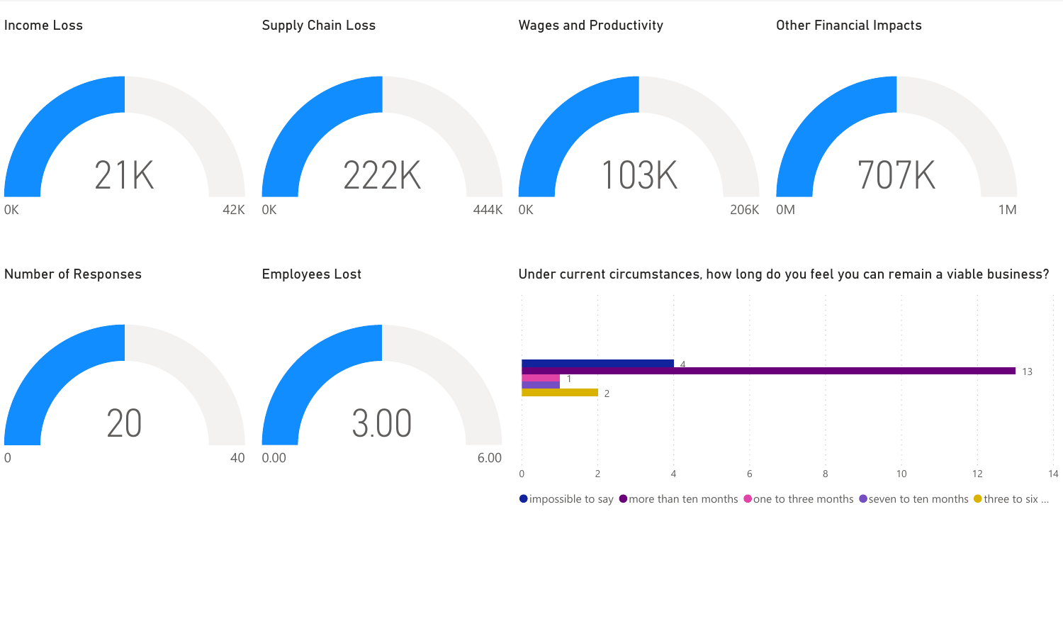## Income Loss

21K

0K — 42K

## Supply Chain Loss

222K

0K — 444K

## Wages and Productivity

103K

0K — 206K

## Other Financial Impacts

707K

0M — 1M

## Number of Responses

20

0 — 40

## Employees Lost

3.00

0.00 — 6.00

## Under current circumstances, how long do you feel you can remain a viable business?

| Response | Count |
| --- | --- |
| impossible to say | 4 |
| more than ten months | 13 |
| one to three months | 1 |
| seven to ten months | 1 |
| three to six ... | 2 |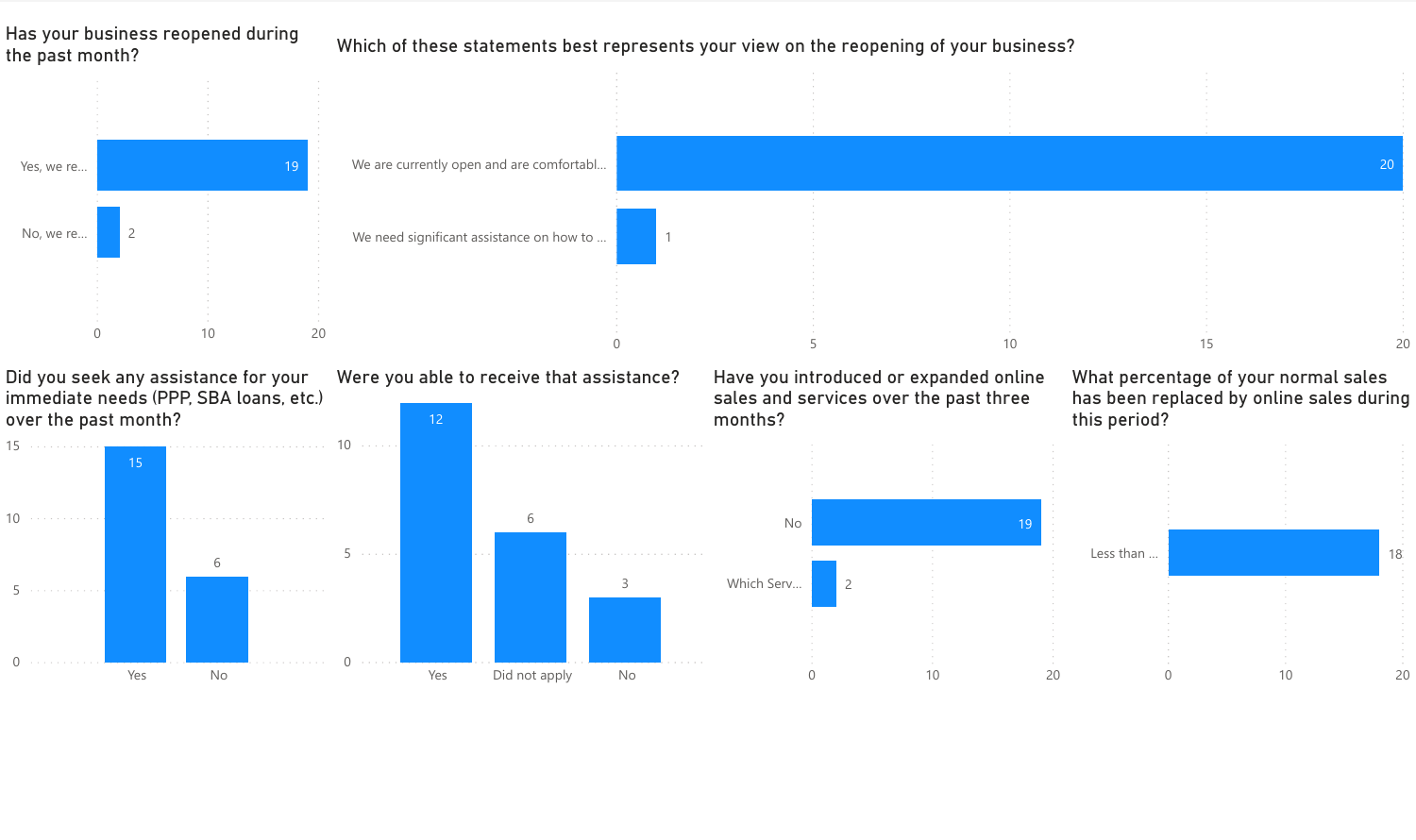## Has your business reopened during the past month?

Yes, we re...

No, we re...

19

2

0

10

20

## Which of these statements best represents your view on the reopening of your business?

We are currently open and are comfortabl...

We need significant assistance on how to ...

20

1

0

5

10

15

20

## Did you seek any assistance for your immediate needs (PPP, SBA loans, etc.) over the past month?

15

10

5

0

15

6

Yes

No

## Were you able to receive that assistance?

10

5

0

12

6

3

Yes

Did not apply

No

## Have you introduced or expanded online sales and services over the past three months?

No

Which Serv...

19

2

0

10

20

## What percentage of your normal sales has been replaced by online sales during this period?

Less than ...

18

0

10

20